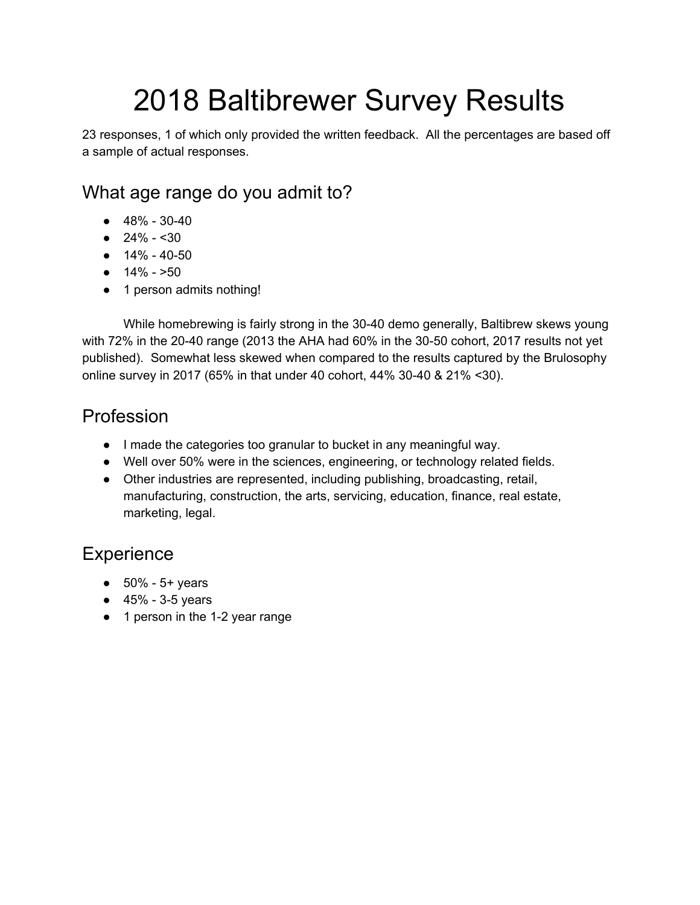# 2018 Baltibrewer Survey Results

23 responses, 1 of which only provided the written feedback. All the percentages are based off a sample of actual responses.

## What age range do you admit to?

- 48% - 30-40
- 24% - <30
- 14% - 40-50
- 14% - >50
- 1 person admits nothing!

While homebrewing is fairly strong in the 30-40 demo generally, Baltibrew skews young with 72% in the 20-40 range (2013 the AHA had 60% in the 30-50 cohort, 2017 results not yet published). Somewhat less skewed when compared to the results captured by the Brulosophy online survey in 2017 (65% in that under 40 cohort, 44% 30-40 & 21% <30).

## Profession

- I made the categories too granular to bucket in any meaningful way.
- Well over 50% were in the sciences, engineering, or technology related fields.
- Other industries are represented, including publishing, broadcasting, retail, manufacturing, construction, the arts, servicing, education, finance, real estate, marketing, legal.

## Experience

- 50% - 5+ years
- 45% - 3-5 years
- 1 person in the 1-2 year range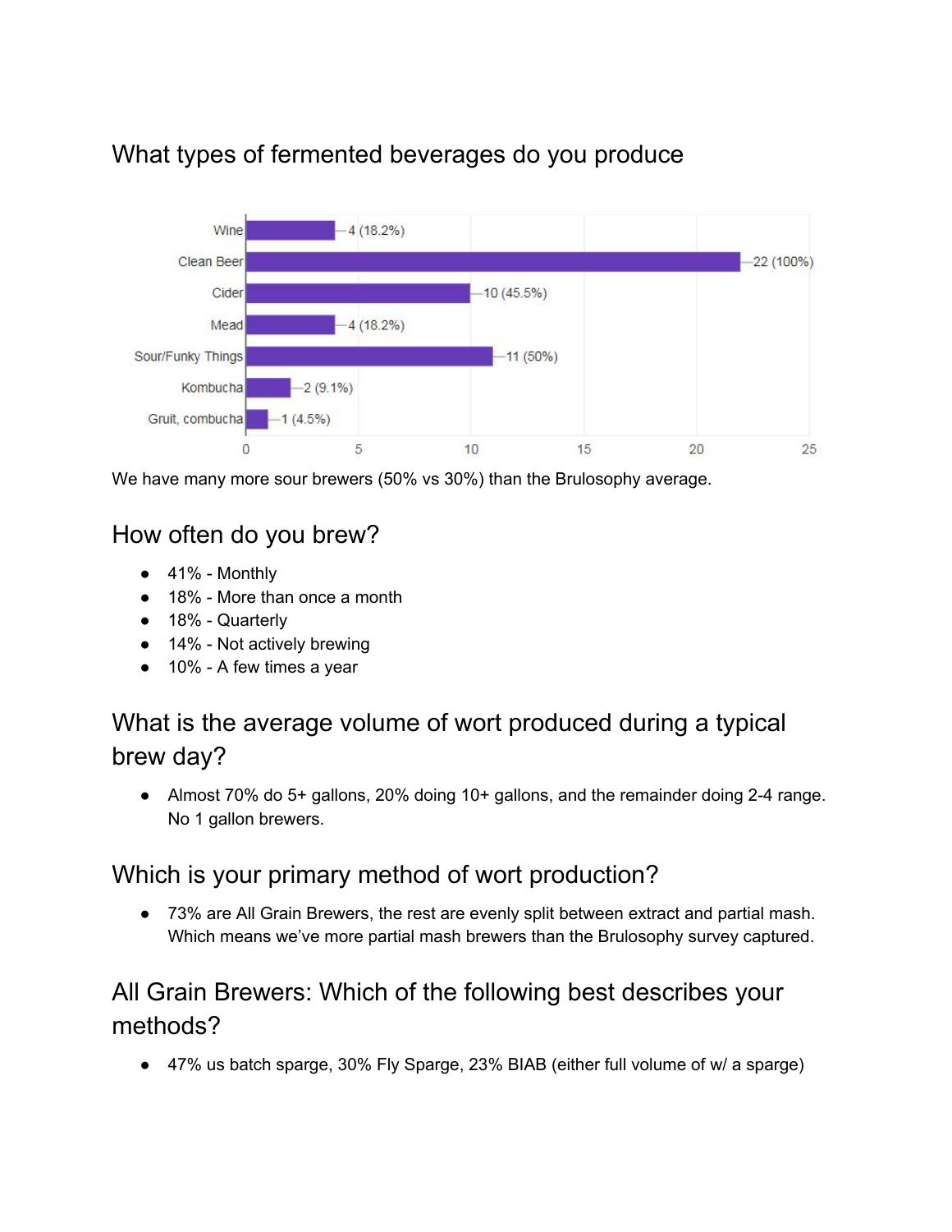## What types of fermented beverages do you produce

| Beverage | Count (%) |
|---|---|
| Wine | 4 (18.2%) |
| Clean Beer | 22 (100%) |
| Cider | 10 (45.5%) |
| Mead | 4 (18.2%) |
| Sour/Funky Things | 11 (50%) |
| Kombucha | 2 (9.1%) |
| Gruit, combucha | 1 (4.5%) |

We have many more sour brewers (50% vs 30%) than the Brulosophy average.

## How often do you brew?

- 41% - Monthly
- 18% - More than once a month
- 18% - Quarterly
- 14% - Not actively brewing
- 10% - A few times a year

## What is the average volume of wort produced during a typical brew day?

- Almost 70% do 5+ gallons, 20% doing 10+ gallons, and the remainder doing 2-4 range. No 1 gallon brewers.

## Which is your primary method of wort production?

- 73% are All Grain Brewers, the rest are evenly split between extract and partial mash. Which means we've more partial mash brewers than the Brulosophy survey captured.

## All Grain Brewers: Which of the following best describes your methods?

- 47% us batch sparge, 30% Fly Sparge, 23% BIAB (either full volume of w/ a sparge)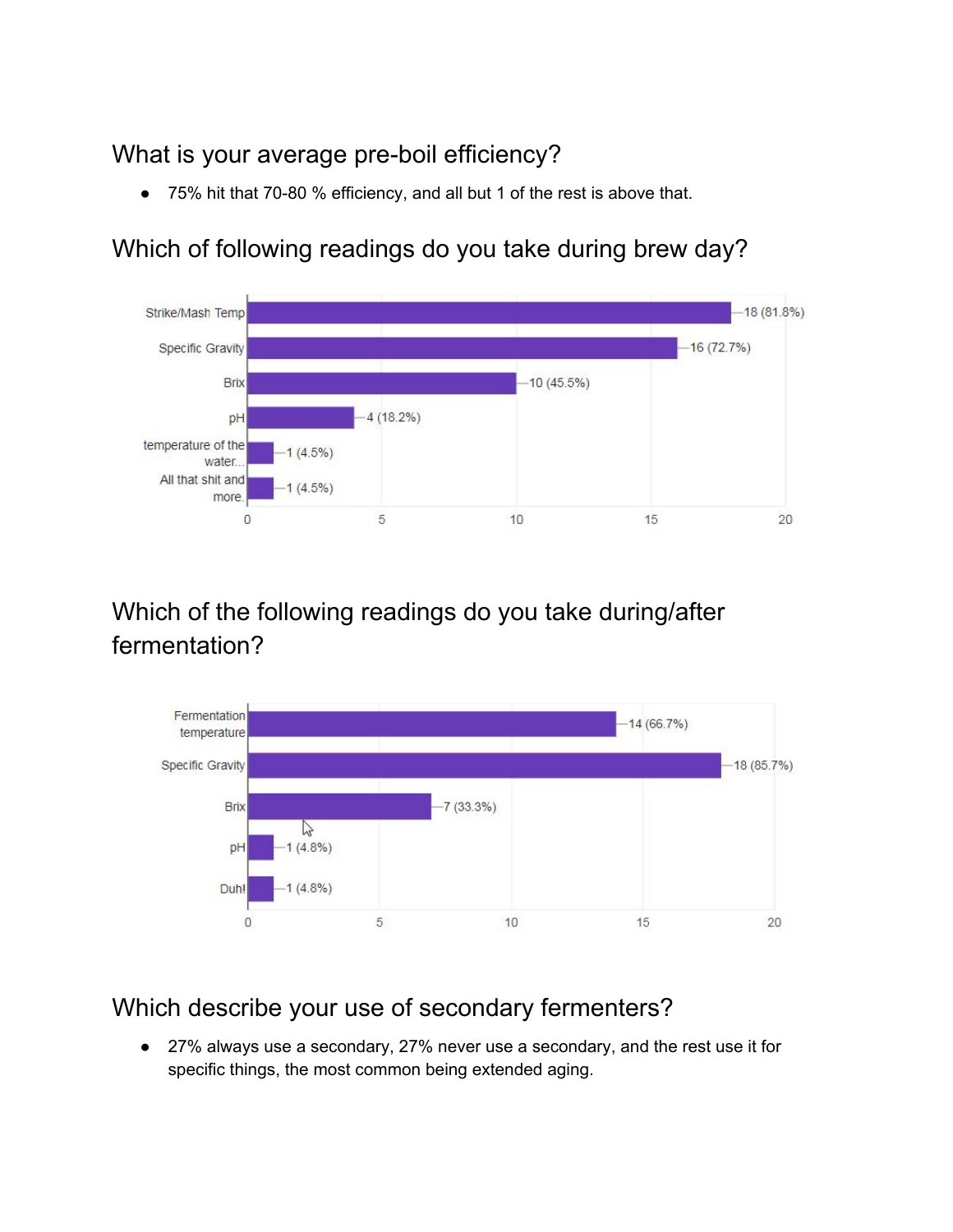## What is your average pre-boil efficiency?

- 75% hit that 70-80 % efficiency, and all but 1 of the rest is above that.

## Which of following readings do you take during brew day?

| Reading | Responses |
|---|---|
| Strike/Mash Temp | 18 (81.8%) |
| Specific Gravity | 16 (72.7%) |
| Brix | 10 (45.5%) |
| pH | 4 (18.2%) |
| temperature of the water... | 1 (4.5%) |
| All that shit and more. | 1 (4.5%) |

## Which of the following readings do you take during/after fermentation?

| Reading | Responses |
|---|---|
| Fermentation temperature | 14 (66.7%) |
| Specific Gravity | 18 (85.7%) |
| Brix | 7 (33.3%) |
| pH | 1 (4.8%) |
| Duh! | 1 (4.8%) |

## Which describe your use of secondary fermenters?

- 27% always use a secondary, 27% never use a secondary, and the rest use it for specific things, the most common being extended aging.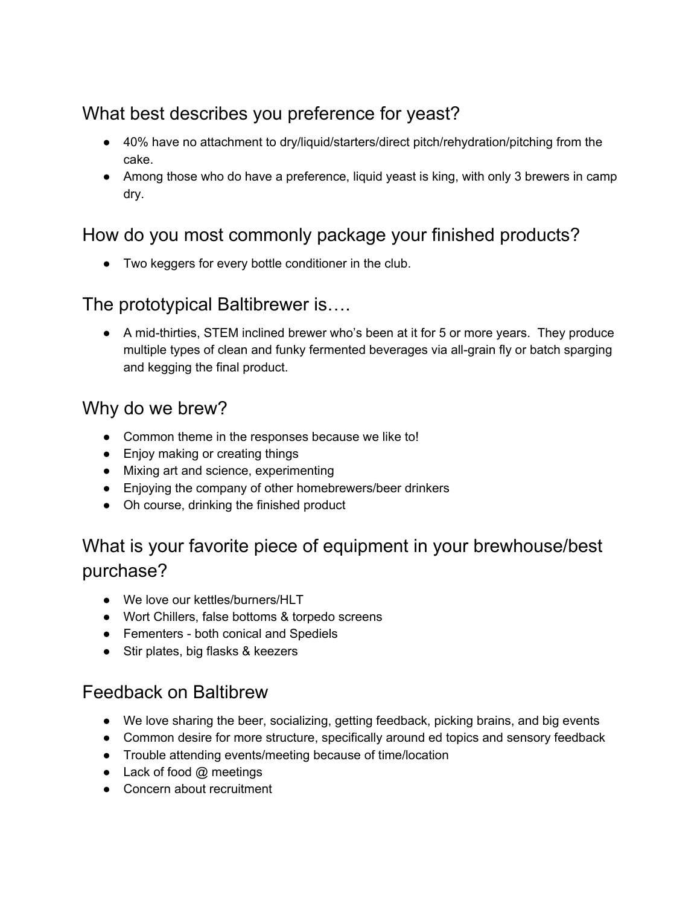## What best describes you preference for yeast?

- 40% have no attachment to dry/liquid/starters/direct pitch/rehydration/pitching from the cake.
- Among those who do have a preference, liquid yeast is king, with only 3 brewers in camp dry.

## How do you most commonly package your finished products?

- Two keggers for every bottle conditioner in the club.

## The prototypical Baltibrewer is….

- A mid-thirties, STEM inclined brewer who's been at it for 5 or more years. They produce multiple types of clean and funky fermented beverages via all-grain fly or batch sparging and kegging the final product.

## Why do we brew?

- Common theme in the responses because we like to!
- Enjoy making or creating things
- Mixing art and science, experimenting
- Enjoying the company of other homebrewers/beer drinkers
- Oh course, drinking the finished product

## What is your favorite piece of equipment in your brewhouse/best purchase?

- We love our kettles/burners/HLT
- Wort Chillers, false bottoms & torpedo screens
- Fementers - both conical and Spediels
- Stir plates, big flasks & keezers

## Feedback on Baltibrew

- We love sharing the beer, socializing, getting feedback, picking brains, and big events
- Common desire for more structure, specifically around ed topics and sensory feedback
- Trouble attending events/meeting because of time/location
- Lack of food @ meetings
- Concern about recruitment